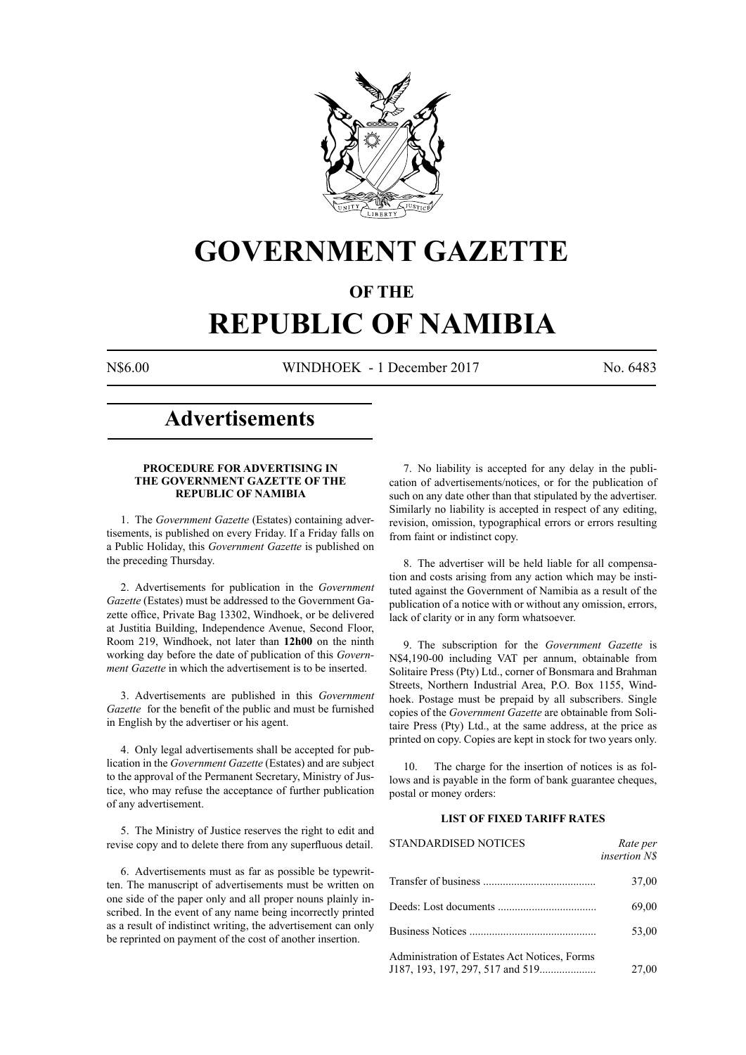# GOVERNMENT GAZETTE

## OF THE

# REPUBLIC OF NAMIBIA

N$6.00 WINDHOEK - 1 December 2017 No. 6483

# Advertisements

### PROCEDURE FOR ADVERTISING IN THE GOVERNMENT GAZETTE OF THE REPUBLIC OF NAMIBIA

1. The *Government Gazette* (Estates) containing advertisements, is published on every Friday. If a Friday falls on a Public Holiday, this *Government Gazette* is published on the preceding Thursday.

2. Advertisements for publication in the *Government Gazette* (Estates) must be addressed to the Government Gazette office, Private Bag 13302, Windhoek, or be delivered at Justitia Building, Independence Avenue, Second Floor, Room 219, Windhoek, not later than **12h00** on the ninth working day before the date of publication of this *Government Gazette* in which the advertisement is to be inserted.

3. Advertisements are published in this *Government Gazette* for the benefit of the public and must be furnished in English by the advertiser or his agent.

4. Only legal advertisements shall be accepted for publication in the *Government Gazette* (Estates) and are subject to the approval of the Permanent Secretary, Ministry of Justice, who may refuse the acceptance of further publication of any advertisement.

5. The Ministry of Justice reserves the right to edit and revise copy and to delete there from any superfluous detail.

6. Advertisements must as far as possible be typewritten. The manuscript of advertisements must be written on one side of the paper only and all proper nouns plainly inscribed. In the event of any name being incorrectly printed as a result of indistinct writing, the advertisement can only be reprinted on payment of the cost of another insertion.

7. No liability is accepted for any delay in the publication of advertisements/notices, or for the publication of such on any date other than that stipulated by the advertiser. Similarly no liability is accepted in respect of any editing, revision, omission, typographical errors or errors resulting from faint or indistinct copy.

8. The advertiser will be held liable for all compensation and costs arising from any action which may be instituted against the Government of Namibia as a result of the publication of a notice with or without any omission, errors, lack of clarity or in any form whatsoever.

9. The subscription for the *Government Gazette* is N$4,190-00 including VAT per annum, obtainable from Solitaire Press (Pty) Ltd., corner of Bonsmara and Brahman Streets, Northern Industrial Area, P.O. Box 1155, Windhoek. Postage must be prepaid by all subscribers. Single copies of the *Government Gazette* are obtainable from Solitaire Press (Pty) Ltd., at the same address, at the price as printed on copy. Copies are kept in stock for two years only.

10. The charge for the insertion of notices is as follows and is payable in the form of bank guarantee cheques, postal or money orders:

### LIST OF FIXED TARIFF RATES

| STANDARDISED NOTICES | *Rate per insertion N$* |
|---|---|
| Transfer of business | 37,00 |
| Deeds: Lost documents | 69,00 |
| Business Notices | 53,00 |
| Administration of Estates Act Notices, Forms J187, 193, 197, 297, 517 and 519 | 27,00 |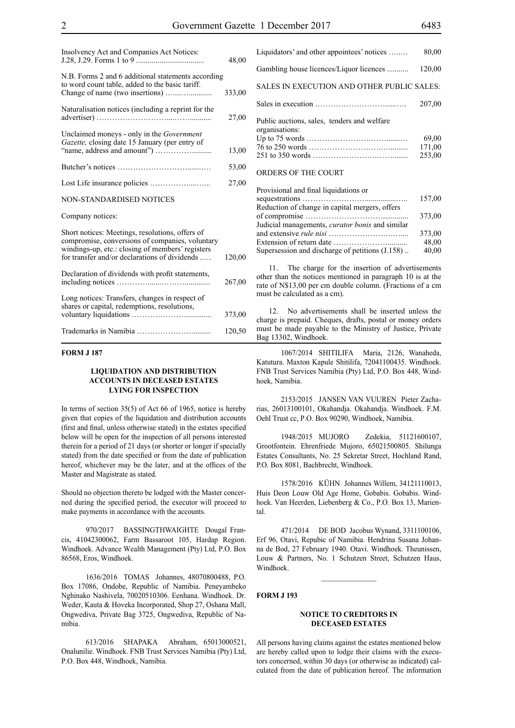| | |
|---|---|
| Insolvency Act and Companies Act Notices: J.28, J.29. Forms 1 to 9 | 48,00 |
| N.B. Forms 2 and 6 additional statements according to word count table, added to the basic tariff. Change of name (two insertions) | 333,00 |
| Naturalisation notices (including a reprint for the advertiser) | 27,00 |
| Unclaimed moneys - only in the *Government Gazette,* closing date 15 January (per entry of "name, address and amount") | 13,00 |
| Butcher's notices | 53,00 |
| Lost Life insurance policies | 27,00 |

NON-STANDARDISED NOTICES

Company notices:

| | |
|---|---|
| Short notices: Meetings, resolutions, offers of compromise, conversions of companies, voluntary windings-up, etc.: closing of members' registers for transfer and/or declarations of dividends | 120,00 |
| Declaration of dividends with profit statements, including notices | 267,00 |
| Long notices: Transfers, changes in respect of shares or capital, redemptions, resolutions, voluntary liquidations | 373,00 |
| Trademarks in Namibia | 120,50 |
| Liquidators' and other appointees' notices | 80,00 |
| Gambling house licences/Liquor licences | 120,00 |

SALES IN EXECUTION AND OTHER PUBLIC SALES:

| | |
|---|---|
| Sales in execution | 207,00 |
| Public auctions, sales, tenders and welfare organisations: | |
| Up to 75 words | 69,00 |
| 76 to 250 words | 171,00 |
| 251 to 350 words | 253,00 |

ORDERS OF THE COURT

| | |
|---|---|
| Provisional and final liquidations or sequestrations | 157,00 |
| Reduction of change in capital mergers, offers of compromise | 373,00 |
| Judicial managements, *curator bonis* and similar and extensive *rule nisi* | 373,00 |
| Extension of return date | 48,00 |
| Supersession and discharge of petitions (J.158) | 40,00 |

11. The charge for the insertion of advertisements other than the notices mentioned in paragraph 10 is at the rate of N$13,00 per cm double column. (Fractions of a cm must be calculated as a cm).

12. No advertisements shall be inserted unless the charge is prepaid. Cheques, drafts, postal or money orders must be made payable to the Ministry of Justice, Private Bag 13302, Windhoek.

**FORM J 187**

**LIQUIDATION AND DISTRIBUTION ACCOUNTS IN DECEASED ESTATES LYING FOR INSPECTION**

In terms of section 35(5) of Act 66 of 1965, notice is hereby given that copies of the liquidation and distribution accounts (first and final, unless otherwise stated) in the estates specified below will be open for the inspection of all persons interested therein for a period of 21 days (or shorter or longer if specially stated) from the date specified or from the date of publication hereof, whichever may be the later, and at the offices of the Master and Magistrate as stated.

Should no objection thereto be lodged with the Master concerned during the specified period, the executor will proceed to make payments in accordance with the accounts.

970/2017 BASSINGTHWAIGHTE Dougal Francis, 41042300062, Farm Bassaroot 105, Hardap Region. Windhoek. Advance Wealth Management (Pty) Ltd, P.O. Box 86568, Eros, Windhoek.

1636/2016 TOMAS Johannes, 48070800488, P.O. Box 17086, Ondobe, Republic of Namibia. Peneyambeko Nghinako Nashivela, 70020510306. Eenhana. Windhoek. Dr. Weder, Kauta & Hoveka Incorporated, Shop 27, Oshana Mall, Ongwediva, Private Bag 3725, Ongwediva, Republic of Namibia.

613/2016 SHAPAKA Abraham, 65013000521, Onalunilie. Windhoek. FNB Trust Services Namibia (Pty) Ltd, P.O. Box 448, Windhoek, Namibia.

1067/2014 SHITILIFA Maria, 2126, Wanaheda, Katutura. Maxton Kapule Shitilifa, 72041100435. Windhoek. FNB Trust Services Namibia (Pty) Ltd, P.O. Box 448, Windhoek, Namibia.

2153/2015 JANSEN VAN VUUREN Pieter Zacharias, 26013100101, Okahandja. Okahandja. Windhoek. F.M. Oehl Trust cc, P.O. Box 90290, Windhoek, Namibia.

1948/2015 MUJORO Zedekia, 51121600107, Grootfontein. Ehrenfriede Mujoro, 65021500805. Shilunga Estates Consultants, No. 25 Sekretar Street, Hochland Rand, P.O. Box 8081, Bachbrecht, Windhoek.

1578/2016 KÜHN Johannes Willem, 34121110013, Huis Deon Louw Old Age Home, Gobabis. Gobabis. Windhoek. Van Heerden, Liebenberg & Co., P.O. Box 13, Mariental.

471/2014 DE BOD Jacobus Wynand, 3311100106, Erf 96, Otavi, Repubic of Namibia. Hendrina Susana Johanna de Bod, 27 February 1940. Otavi. Windhoek. Theunissen, Louw & Partners, No. 1 Schutzen Street, Schutzen Haus, Windhoek.

**FORM J 193**

**NOTICE TO CREDITORS IN DECEASED ESTATES**

All persons having claims against the estates mentioned below are hereby called upon to lodge their claims with the executors concerned, within 30 days (or otherwise as indicated) calculated from the date of publication hereof. The information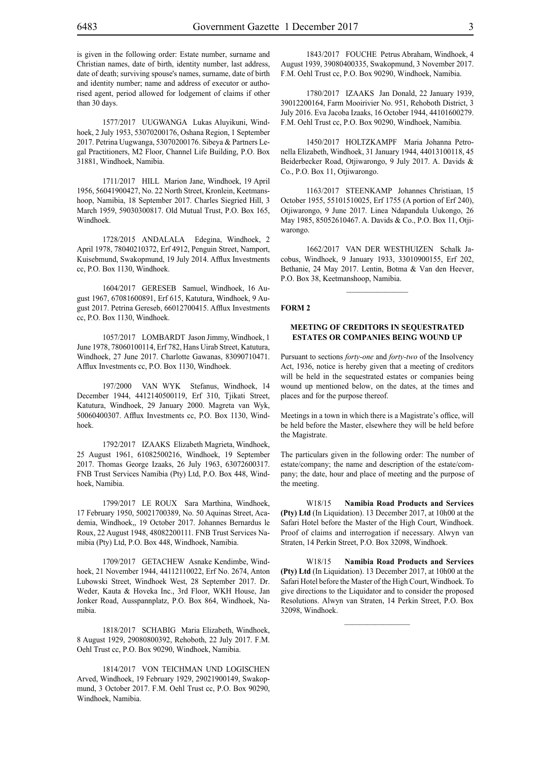is given in the following order: Estate number, surname and Christian names, date of birth, identity number, last address, date of death; surviving spouse's names, surname, date of birth and identity number; name and address of executor or authorised agent, period allowed for lodgement of claims if other than 30 days.

1577/2017 UUGWANGA Lukas Aluyikuni, Windhoek, 2 July 1953, 53070200176, Oshana Region, 1 September 2017. Petrina Uugwanga, 53070200176. Sibeya & Partners Legal Practitioners, M2 Floor, Channel Life Building, P.O. Box 31881, Windhoek, Namibia.

1711/2017 HILL Marion Jane, Windhoek, 19 April 1956, 56041900427, No. 22 North Street, Kronlein, Keetmanshoop, Namibia, 18 September 2017. Charles Siegried Hill, 3 March 1959, 59030300817. Old Mutual Trust, P.O. Box 165, Windhoek.

1728/2015 ANDALALA Edegina, Windhoek, 2 April 1978, 78040210372, Erf 4912, Penguin Street, Namport, Kuisebmund, Swakopmund, 19 July 2014. Afflux Investments cc, P.O. Box 1130, Windhoek.

1604/2017 GERESEB Samuel, Windhoek, 16 August 1967, 67081600891, Erf 615, Katutura, Windhoek, 9 August 2017. Petrina Gereseb, 66012700415. Afflux Investments cc, P.O. Box 1130, Windhoek.

1057/2017 LOMBARDT Jason Jimmy, Windhoek, 1 June 1978, 78060100114, Erf 782, Hans Uirab Street, Katutura, Windhoek, 27 June 2017. Charlotte Gawanas, 83090710471. Afflux Investments cc, P.O. Box 1130, Windhoek.

197/2000 VAN WYK Stefanus, Windhoek, 14 December 1944, 4412140500119, Erf 310, Tjikati Street, Katutura, Windhoek, 29 January 2000. Magreta van Wyk, 50060400307. Afflux Investments cc, P.O. Box 1130, Windhoek.

1792/2017 IZAAKS Elizabeth Magrieta, Windhoek, 25 August 1961, 61082500216, Windhoek, 19 September 2017. Thomas George Izaaks, 26 July 1963, 63072600317. FNB Trust Services Namibia (Pty) Ltd, P.O. Box 448, Windhoek, Namibia.

1799/2017 LE ROUX Sara Marthina, Windhoek, 17 February 1950, 50021700389, No. 50 Aquinas Street, Academia, Windhoek,, 19 October 2017. Johannes Bernardus le Roux, 22 August 1948, 48082200111. FNB Trust Services Namibia (Pty) Ltd, P.O. Box 448, Windhoek, Namibia.

1709/2017 GETACHEW Asnake Kendimbe, Windhoek, 21 November 1944, 44112110022, Erf No. 2674, Anton Lubowski Street, Windhoek West, 28 September 2017. Dr. Weder, Kauta & Hoveka Inc., 3rd Floor, WKH House, Jan Jonker Road, Ausspannplatz, P.O. Box 864, Windhoek, Namibia.

1818/2017 SCHABIG Maria Elizabeth, Windhoek, 8 August 1929, 29080800392, Rehoboth, 22 July 2017. F.M. Oehl Trust cc, P.O. Box 90290, Windhoek, Namibia.

1814/2017 VON TEICHMAN UND LOGISCHEN Arved, Windhoek, 19 February 1929, 29021900149, Swakopmund, 3 October 2017. F.M. Oehl Trust cc, P.O. Box 90290, Windhoek, Namibia.

1843/2017 FOUCHE Petrus Abraham, Windhoek, 4 August 1939, 39080400335, Swakopmund, 3 November 2017. F.M. Oehl Trust cc, P.O. Box 90290, Windhoek, Namibia.

1780/2017 IZAAKS Jan Donald, 22 January 1939, 39012200164, Farm Mooirivier No. 951, Rehoboth District, 3 July 2016. Eva Jacoba Izaaks, 16 October 1944, 44101600279. F.M. Oehl Trust cc, P.O. Box 90290, Windhoek, Namibia.

1450/2017 HOLTZKAMPF Maria Johanna Petronella Elizabeth, Windhoek, 31 January 1944, 44013100118, 45 Beiderbecker Road, Otjiwarongo, 9 July 2017. A. Davids & Co., P.O. Box 11, Otjiwarongo.

1163/2017 STEENKAMP Johannes Christiaan, 15 October 1955, 55101510025, Erf 1755 (A portion of Erf 240), Otjiwarongo, 9 June 2017. Linea Ndapandula Uukongo, 26 May 1985, 85052610467. A. Davids & Co., P.O. Box 11, Otjiwarongo.

1662/2017 VAN DER WESTHUIZEN Schalk Jacobus, Windhoek, 9 January 1933, 33010900155, Erf 202, Bethanie, 24 May 2017. Lentin, Botma & Van den Heever, P.O. Box 38, Keetmanshoop, Namibia.

**FORM 2**

### MEETING OF CREDITORS IN SEQUESTRATED ESTATES OR COMPANIES BEING WOUND UP

Pursuant to sections *forty-one* and *forty-two* of the Insolvency Act, 1936, notice is hereby given that a meeting of creditors will be held in the sequestrated estates or companies being wound up mentioned below, on the dates, at the times and places and for the purpose thereof.

Meetings in a town in which there is a Magistrate's office, will be held before the Master, elsewhere they will be held before the Magistrate.

The particulars given in the following order: The number of estate/company; the name and description of the estate/company; the date, hour and place of meeting and the purpose of the meeting.

W18/15 **Namibia Road Products and Services (Pty) Ltd** (In Liquidation). 13 December 2017, at 10h00 at the Safari Hotel before the Master of the High Court, Windhoek. Proof of claims and interrogation if necessary. Alwyn van Straten, 14 Perkin Street, P.O. Box 32098, Windhoek.

W18/15 **Namibia Road Products and Services (Pty) Ltd** (In Liquidation). 13 December 2017, at 10h00 at the Safari Hotel before the Master of the High Court, Windhoek. To give directions to the Liquidator and to consider the proposed Resolutions. Alwyn van Straten, 14 Perkin Street, P.O. Box 32098, Windhoek.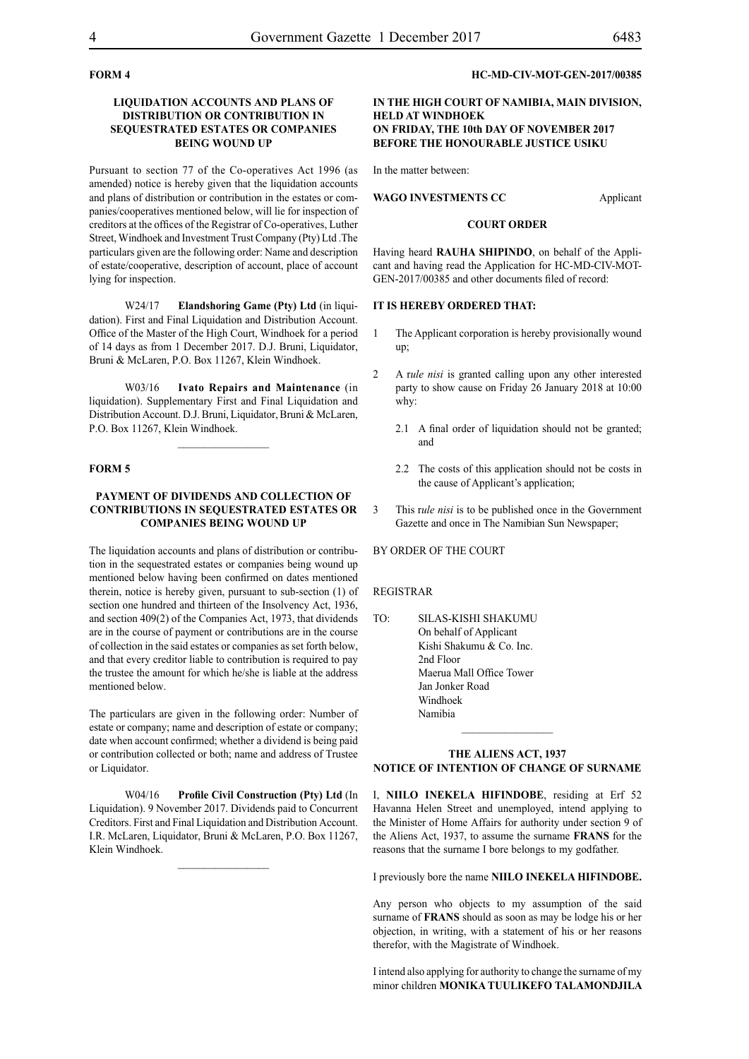**FORM 4**

**LIQUIDATION ACCOUNTS AND PLANS OF DISTRIBUTION OR CONTRIBUTION IN SEQUESTRATED ESTATES OR COMPANIES BEING WOUND UP**

Pursuant to section 77 of the Co-operatives Act 1996 (as amended) notice is hereby given that the liquidation accounts and plans of distribution or contribution in the estates or companies/cooperatives mentioned below, will lie for inspection of creditors at the offices of the Registrar of Co-operatives, Luther Street, Windhoek and Investment Trust Company (Pty) Ltd .The particulars given are the following order: Name and description of estate/cooperative, description of account, place of account lying for inspection.

W24/17 **Elandshoring Game (Pty) Ltd** (in liquidation). First and Final Liquidation and Distribution Account. Office of the Master of the High Court, Windhoek for a period of 14 days as from 1 December 2017. D.J. Bruni, Liquidator, Bruni & McLaren, P.O. Box 11267, Klein Windhoek.

W03/16 **Ivato Repairs and Maintenance** (in liquidation). Supplementary First and Final Liquidation and Distribution Account. D.J. Bruni, Liquidator, Bruni & McLaren, P.O. Box 11267, Klein Windhoek.

________________

**FORM 5**

**PAYMENT OF DIVIDENDS AND COLLECTION OF CONTRIBUTIONS IN SEQUESTRATED ESTATES OR COMPANIES BEING WOUND UP**

The liquidation accounts and plans of distribution or contribution in the sequestrated estates or companies being wound up mentioned below having been confirmed on dates mentioned therein, notice is hereby given, pursuant to sub-section (1) of section one hundred and thirteen of the Insolvency Act, 1936, and section 409(2) of the Companies Act, 1973, that dividends are in the course of payment or contributions are in the course of collection in the said estates or companies as set forth below, and that every creditor liable to contribution is required to pay the trustee the amount for which he/she is liable at the address mentioned below.

The particulars are given in the following order: Number of estate or company; name and description of estate or company; date when account confirmed; whether a dividend is being paid or contribution collected or both; name and address of Trustee or Liquidator.

W04/16 **Profile Civil Construction (Pty) Ltd** (In Liquidation). 9 November 2017. Dividends paid to Concurrent Creditors. First and Final Liquidation and Distribution Account. I.R. McLaren, Liquidator, Bruni & McLaren, P.O. Box 11267, Klein Windhoek.

________________

**HC-MD-CIV-MOT-GEN-2017/00385**

**IN THE HIGH COURT OF NAMIBIA, MAIN DIVISION, HELD AT WINDHOEK**
**ON FRIDAY, THE 10th DAY OF NOVEMBER 2017**
**BEFORE THE HONOURABLE JUSTICE USIKU**

In the matter between:

**WAGO INVESTMENTS CC** Applicant

**COURT ORDER**

Having heard **RAUHA SHIPINDO**, on behalf of the Applicant and having read the Application for HC-MD-CIV-MOT-GEN-2017/00385 and other documents filed of record:

**IT IS HEREBY ORDERED THAT:**

1. The Applicant corporation is hereby provisionally wound up;

2. A r*ule nisi* is granted calling upon any other interested party to show cause on Friday 26 January 2018 at 10:00 why:

   2.1 A final order of liquidation should not be granted; and

   2.2 The costs of this application should not be costs in the cause of Applicant's application;

3. This r*ule nisi* is to be published once in the Government Gazette and once in The Namibian Sun Newspaper;

BY ORDER OF THE COURT

REGISTRAR

TO: SILAS-KISHI SHAKUMU
On behalf of Applicant
Kishi Shakumu & Co. Inc.
2nd Floor
Maerua Mall Office Tower
Jan Jonker Road
Windhoek
Namibia

________________

**THE ALIENS ACT, 1937**
**NOTICE OF INTENTION OF CHANGE OF SURNAME**

I, **NIILO INEKELA HIFINDOBE**, residing at Erf 52 Havanna Helen Street and unemployed, intend applying to the Minister of Home Affairs for authority under section 9 of the Aliens Act, 1937, to assume the surname **FRANS** for the reasons that the surname I bore belongs to my godfather.

I previously bore the name **NIILO INEKELA HIFINDOBE.**

Any person who objects to my assumption of the said surname of **FRANS** should as soon as may be lodge his or her objection, in writing, with a statement of his or her reasons therefor, with the Magistrate of Windhoek.

I intend also applying for authority to change the surname of my minor children **MONIKA TUULIKEFO TALAMONDJILA**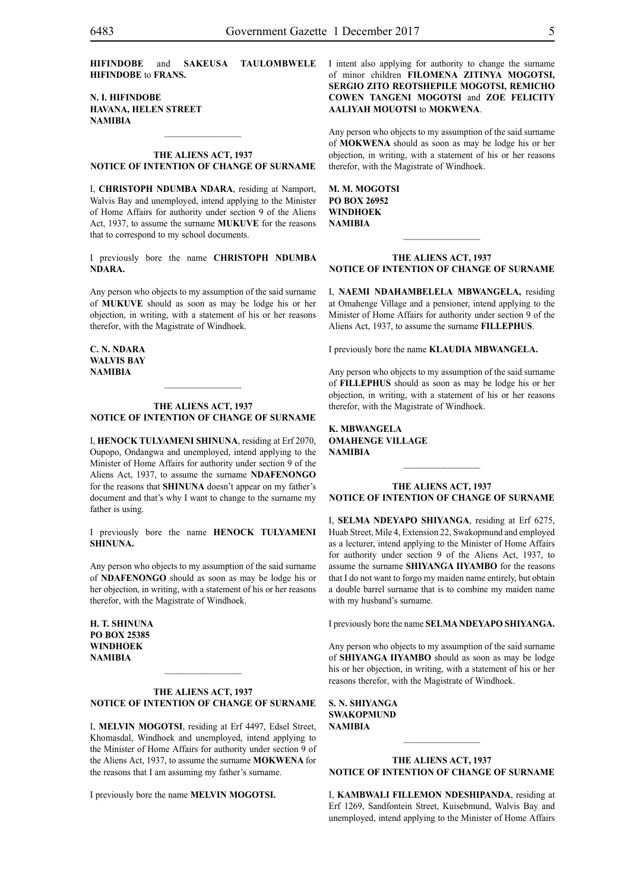**HIFINDOBE** and **SAKEUSA TAULOMBWELE HIFINDOBE** to **FRANS.**

**N. I. HIFINDOBE**
**HAVANA, HELEN STREET**
**NAMIBIA**

---

### THE ALIENS ACT, 1937
### NOTICE OF INTENTION OF CHANGE OF SURNAME

I, **CHRISTOPH NDUMBA NDARA**, residing at Namport, Walvis Bay and unemployed, intend applying to the Minister of Home Affairs for authority under section 9 of the Aliens Act, 1937, to assume the surname **MUKUVE** for the reasons that to correspond to my school documents.

I previously bore the name **CHRISTOPH NDUMBA NDARA.**

Any person who objects to my assumption of the said surname of **MUKUVE** should as soon as may be lodge his or her objection, in writing, with a statement of his or her reasons therefor, with the Magistrate of Windhoek.

**C. N. NDARA**
**WALVIS BAY**
**NAMIBIA**

---

### THE ALIENS ACT, 1937
### NOTICE OF INTENTION OF CHANGE OF SURNAME

I, **HENOCK TULYAMENI SHINUNA**, residing at Erf 2070, Oupopo, Ondangwa and unemployed, intend applying to the Minister of Home Affairs for authority under section 9 of the Aliens Act, 1937, to assume the surname **NDAFENONGO** for the reasons that **SHINUNA** doesn't appear on my father's document and that's why I want to change to the surname my father is using.

I previously bore the name **HENOCK TULYAMENI SHINUNA.**

Any person who objects to my assumption of the said surname of **NDAFENONGO** should as soon as may be lodge his or her objection, in writing, with a statement of his or her reasons therefor, with the Magistrate of Windhoek.

**H. T. SHINUNA**
**PO BOX 25385**
**WINDHOEK**
**NAMIBIA**

---

### THE ALIENS ACT, 1937
### NOTICE OF INTENTION OF CHANGE OF SURNAME

I, **MELVIN MOGOTSI**, residing at Erf 4497, Edsel Street, Khomasdal, Windhoek and unemployed, intend applying to the Minister of Home Affairs for authority under section 9 of the Aliens Act, 1937, to assume the surname **MOKWENA** for the reasons that I am assuming my father's surname.

I previously bore the name **MELVIN MOGOTSI.**

I intent also applying for authority to change the surname of minor children **FILOMENA ZITINYA MOGOTSI, SERGIO ZITO REOTSHEPILE MOGOTSI, REMICHO COWEN TANGENI MOGOTSI** and **ZOE FELICITY AALIYAH MOUOTSI** to **MOKWENA**.

Any person who objects to my assumption of the said surname of **MOKWENA** should as soon as may be lodge his or her objection, in writing, with a statement of his or her reasons therefor, with the Magistrate of Windhoek.

**M. M. MOGOTSI**
**PO BOX 26952**
**WINDHOEK**
**NAMIBIA**

---

### THE ALIENS ACT, 1937
### NOTICE OF INTENTION OF CHANGE OF SURNAME

I, **NAEMI NDAHAMBELELA MBWANGELA,** residing at Omahenge Village and a pensioner, intend applying to the Minister of Home Affairs for authority under section 9 of the Aliens Act, 1937, to assume the surname **FILLEPHUS**.

I previously bore the name **KLAUDIA MBWANGELA.**

Any person who objects to my assumption of the said surname of **FILLEPHUS** should as soon as may be lodge his or her objection, in writing, with a statement of his or her reasons therefor, with the Magistrate of Windhoek.

**K. MBWANGELA**
**OMAHENGE VILLAGE**
**NAMIBIA**

---

### THE ALIENS ACT, 1937
### NOTICE OF INTENTION OF CHANGE OF SURNAME

I, **SELMA NDEYAPO SHIYANGA**, residing at Erf 6275, Huab Street, Mile 4, Extension 22, Swakopmund and employed as a lecturer, intend applying to the Minister of Home Affairs for authority under section 9 of the Aliens Act, 1937, to assume the surname **SHIYANGA IIYAMBO** for the reasons that I do not want to forgo my maiden name entirely, but obtain a double barrel surname that is to combine my maiden name with my husband's surname.

I previously bore the name **SELMA NDEYAPO SHIYANGA.**

Any person who objects to my assumption of the said surname of **SHIYANGA IIYAMBO** should as soon as may be lodge his or her objection, in writing, with a statement of his or her reasons therefor, with the Magistrate of Windhoek.

**S. N. SHIYANGA**
**SWAKOPMUND**
**NAMIBIA**

---

### THE ALIENS ACT, 1937
### NOTICE OF INTENTION OF CHANGE OF SURNAME

I, **KAMBWALI FILLEMON NDESHIPANDA**, residing at Erf 1269, Sandfontein Street, Kuisebmund, Walvis Bay and unemployed, intend applying to the Minister of Home Affairs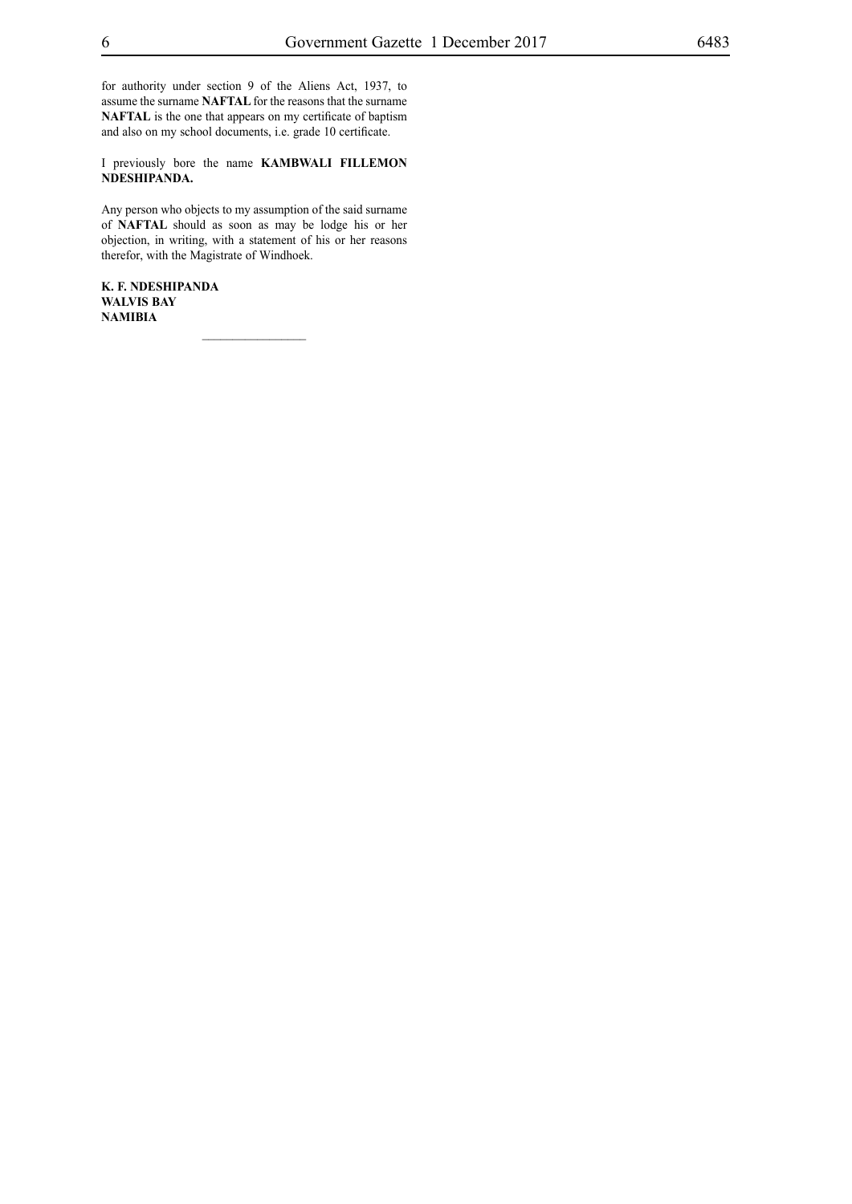for authority under section 9 of the Aliens Act, 1937, to assume the surname **NAFTAL** for the reasons that the surname **NAFTAL** is the one that appears on my certificate of baptism and also on my school documents, i.e. grade 10 certificate.

I previously bore the name **KAMBWALI FILLEMON NDESHIPANDA.**

Any person who objects to my assumption of the said surname of **NAFTAL** should as soon as may be lodge his or her objection, in writing, with a statement of his or her reasons therefor, with the Magistrate of Windhoek.

**K. F. NDESHIPANDA**
**WALVIS BAY**
**NAMIBIA**

---